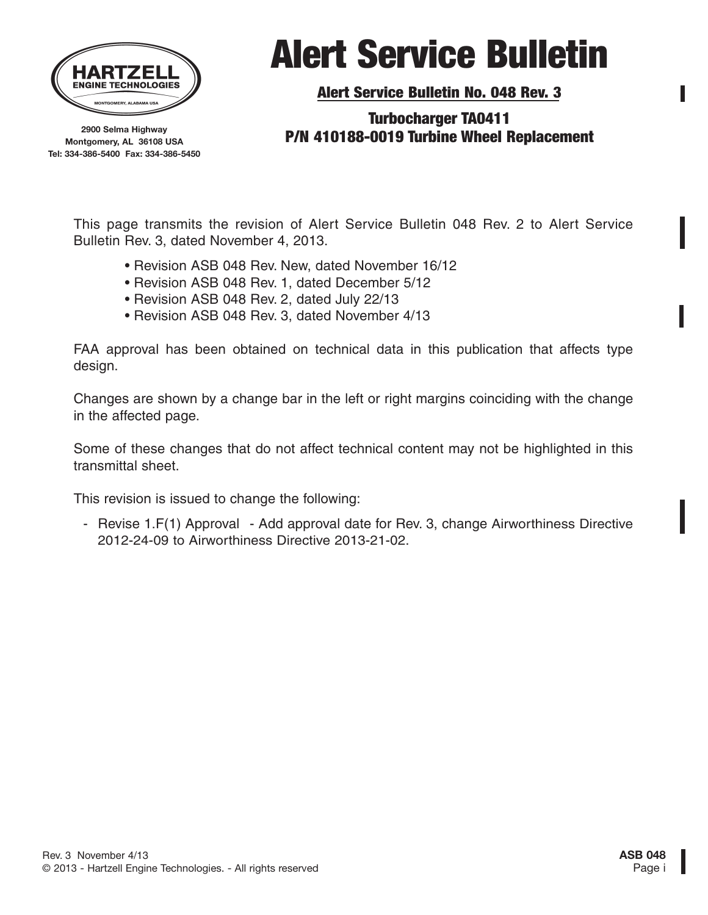HARTZELL ENGINE TECHNOLOGIES
MONTGOMERY, ALABAMA USA

2900 Selma Highway
Montgomery, AL 36108 USA
Tel: 334-386-5400 Fax: 334-386-5450

# Alert Service Bulletin

## Alert Service Bulletin No. 048 Rev. 3

### Turbocharger TA0411
### P/N 410188-0019 Turbine Wheel Replacement

This page transmits the revision of Alert Service Bulletin 048 Rev. 2 to Alert Service Bulletin Rev. 3, dated November 4, 2013.

- Revision ASB 048 Rev. New, dated November 16/12
- Revision ASB 048 Rev. 1, dated December 5/12
- Revision ASB 048 Rev. 2, dated July 22/13
- Revision ASB 048 Rev. 3, dated November 4/13

FAA approval has been obtained on technical data in this publication that affects type design.

Changes are shown by a change bar in the left or right margins coinciding with the change in the affected page.

Some of these changes that do not affect technical content may not be highlighted in this transmittal sheet.

This revision is issued to change the following:

- Revise 1.F(1) Approval - Add approval date for Rev. 3, change Airworthiness Directive 2012-24-09 to Airworthiness Directive 2013-21-02.

Rev. 3 November 4/13
© 2013 - Hartzell Engine Technologies. - All rights reserved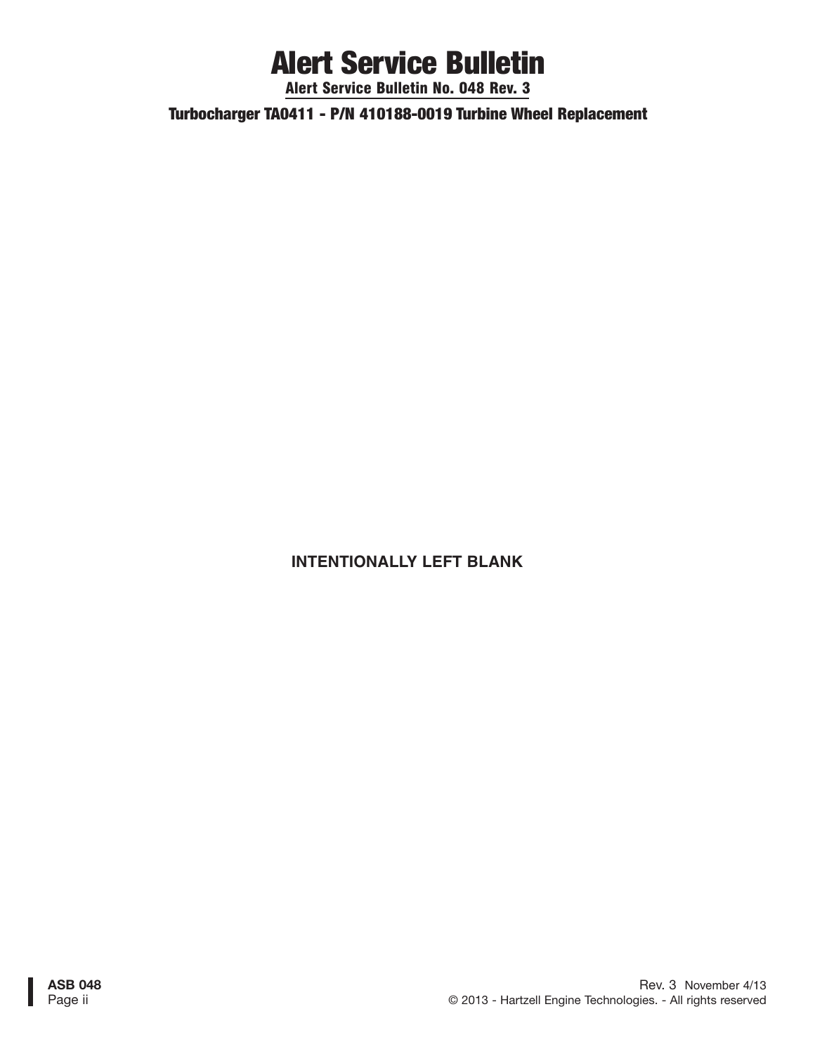# Alert Service Bulletin

**Alert Service Bulletin No. 048 Rev. 3**

**Turbocharger TA0411 - P/N 410188-0019 Turbine Wheel Replacement**

**INTENTIONALLY LEFT BLANK**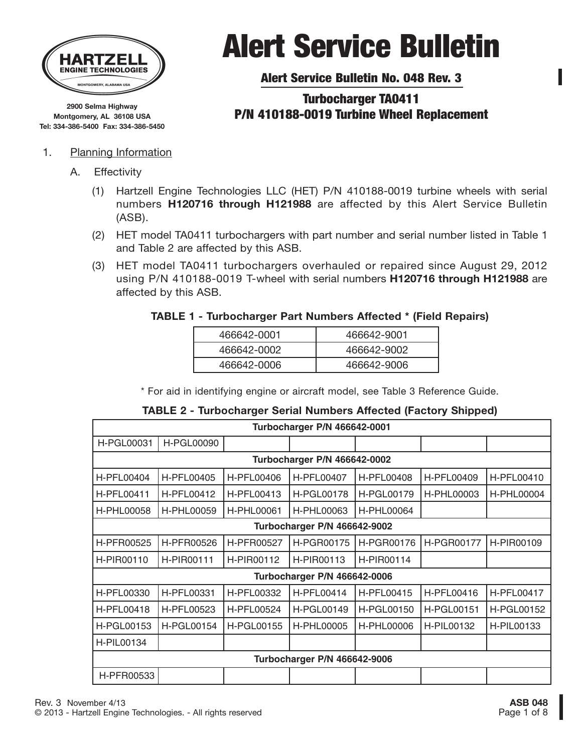HARTZELL ENGINE TECHNOLOGIES
MONTGOMERY, ALABAMA USA

2900 Selma Highway
Montgomery, AL 36108 USA
Tel: 334-386-5400 Fax: 334-386-5450

# Alert Service Bulletin

## Alert Service Bulletin No. 048 Rev. 3

## Turbocharger TA0411 P/N 410188-0019 Turbine Wheel Replacement

1. Planning Information

   A. Effectivity

      (1) Hartzell Engine Technologies LLC (HET) P/N 410188-0019 turbine wheels with serial numbers **H120716 through H121988** are affected by this Alert Service Bulletin (ASB).

      (2) HET model TA0411 turbochargers with part number and serial number listed in Table 1 and Table 2 are affected by this ASB.

      (3) HET model TA0411 turbochargers overhauled or repaired since August 29, 2012 using P/N 410188-0019 T-wheel with serial numbers **H120716 through H121988** are affected by this ASB.

**TABLE 1 - Turbocharger Part Numbers Affected * (Field Repairs)**

| | |
|---|---|
| 466642-0001 | 466642-9001 |
| 466642-0002 | 466642-9002 |
| 466642-0006 | 466642-9006 |

\* For aid in identifying engine or aircraft model, see Table 3 Reference Guide.

**TABLE 2 - Turbocharger Serial Numbers Affected (Factory Shipped)**

| | | | | | | |
|---|---|---|---|---|---|---|
| **Turbocharger P/N 466642-0001** | | | | | | |
| H-PGL00031 | H-PGL00090 | | | | | |
| **Turbocharger P/N 466642-0002** | | | | | | |
| H-PFL00404 | H-PFL00405 | H-PFL00406 | H-PFL00407 | H-PFL00408 | H-PFL00409 | H-PFL00410 |
| H-PFL00411 | H-PFL00412 | H-PFL00413 | H-PGL00178 | H-PGL00179 | H-PHL00003 | H-PHL00004 |
| H-PHL00058 | H-PHL00059 | H-PHL00061 | H-PHL00063 | H-PHL00064 | | |
| **Turbocharger P/N 466642-9002** | | | | | | |
| H-PFR00525 | H-PFR00526 | H-PFR00527 | H-PGR00175 | H-PGR00176 | H-PGR00177 | H-PIR00109 |
| H-PIR00110 | H-PIR00111 | H-PIR00112 | H-PIR00113 | H-PIR00114 | | |
| **Turbocharger P/N 466642-0006** | | | | | | |
| H-PFL00330 | H-PFL00331 | H-PFL00332 | H-PFL00414 | H-PFL00415 | H-PFL00416 | H-PFL00417 |
| H-PFL00418 | H-PFL00523 | H-PFL00524 | H-PGL00149 | H-PGL00150 | H-PGL00151 | H-PGL00152 |
| H-PGL00153 | H-PGL00154 | H-PGL00155 | H-PHL00005 | H-PHL00006 | H-PIL00132 | H-PIL00133 |
| H-PIL00134 | | | | | | |
| **Turbocharger P/N 466642-9006** | | | | | | |
| H-PFR00533 | | | | | | |

Rev. 3 November 4/13
© 2013 - Hartzell Engine Technologies. - All rights reserved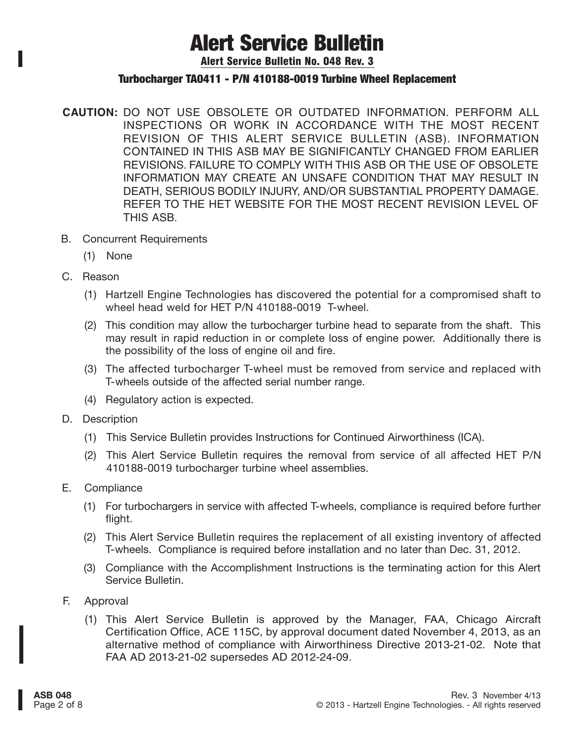# Alert Service Bulletin

## Alert Service Bulletin No. 048 Rev. 3

### Turbocharger TA0411 - P/N 410188-0019 Turbine Wheel Replacement

**CAUTION:** DO NOT USE OBSOLETE OR OUTDATED INFORMATION. PERFORM ALL INSPECTIONS OR WORK IN ACCORDANCE WITH THE MOST RECENT REVISION OF THIS ALERT SERVICE BULLETIN (ASB). INFORMATION CONTAINED IN THIS ASB MAY BE SIGNIFICANTLY CHANGED FROM EARLIER REVISIONS. FAILURE TO COMPLY WITH THIS ASB OR THE USE OF OBSOLETE INFORMATION MAY CREATE AN UNSAFE CONDITION THAT MAY RESULT IN DEATH, SERIOUS BODILY INJURY, AND/OR SUBSTANTIAL PROPERTY DAMAGE. REFER TO THE HET WEBSITE FOR THE MOST RECENT REVISION LEVEL OF THIS ASB.

B. Concurrent Requirements

(1) None

C. Reason

(1) Hartzell Engine Technologies has discovered the potential for a compromised shaft to wheel head weld for HET P/N 410188-0019 T-wheel.

(2) This condition may allow the turbocharger turbine head to separate from the shaft. This may result in rapid reduction in or complete loss of engine power. Additionally there is the possibility of the loss of engine oil and fire.

(3) The affected turbocharger T-wheel must be removed from service and replaced with T-wheels outside of the affected serial number range.

(4) Regulatory action is expected.

D. Description

(1) This Service Bulletin provides Instructions for Continued Airworthiness (ICA).

(2) This Alert Service Bulletin requires the removal from service of all affected HET P/N 410188-0019 turbocharger turbine wheel assemblies.

E. Compliance

(1) For turbochargers in service with affected T-wheels, compliance is required before further flight.

(2) This Alert Service Bulletin requires the replacement of all existing inventory of affected T-wheels. Compliance is required before installation and no later than Dec. 31, 2012.

(3) Compliance with the Accomplishment Instructions is the terminating action for this Alert Service Bulletin.

F. Approval

(1) This Alert Service Bulletin is approved by the Manager, FAA, Chicago Aircraft Certification Office, ACE 115C, by approval document dated November 4, 2013, as an alternative method of compliance with Airworthiness Directive 2013-21-02. Note that FAA AD 2013-21-02 supersedes AD 2012-24-09.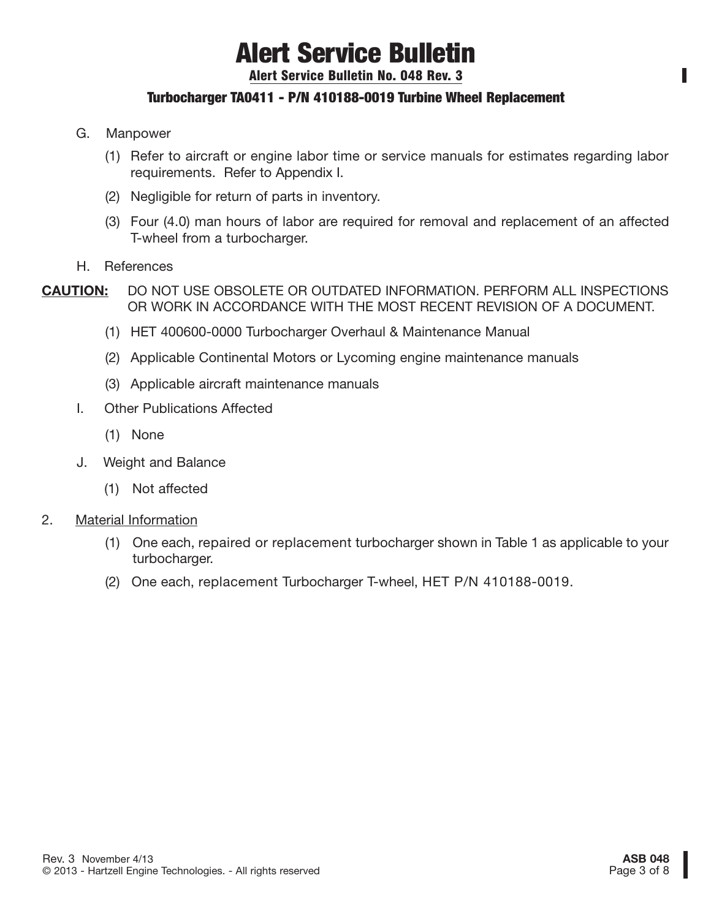G. Manpower

(1) Refer to aircraft or engine labor time or service manuals for estimates regarding labor requirements. Refer to Appendix I.

(2) Negligible for return of parts in inventory.

(3) Four (4.0) man hours of labor are required for removal and replacement of an affected T-wheel from a turbocharger.

H. References

**CAUTION:** DO NOT USE OBSOLETE OR OUTDATED INFORMATION. PERFORM ALL INSPECTIONS OR WORK IN ACCORDANCE WITH THE MOST RECENT REVISION OF A DOCUMENT.

(1) HET 400600-0000 Turbocharger Overhaul & Maintenance Manual

(2) Applicable Continental Motors or Lycoming engine maintenance manuals

(3) Applicable aircraft maintenance manuals

I. Other Publications Affected

(1) None

J. Weight and Balance

(1) Not affected

2. <u>Material Information</u>

(1) One each, repaired or replacement turbocharger shown in Table 1 as applicable to your turbocharger.

(2) One each, replacement Turbocharger T-wheel, HET P/N 410188-0019.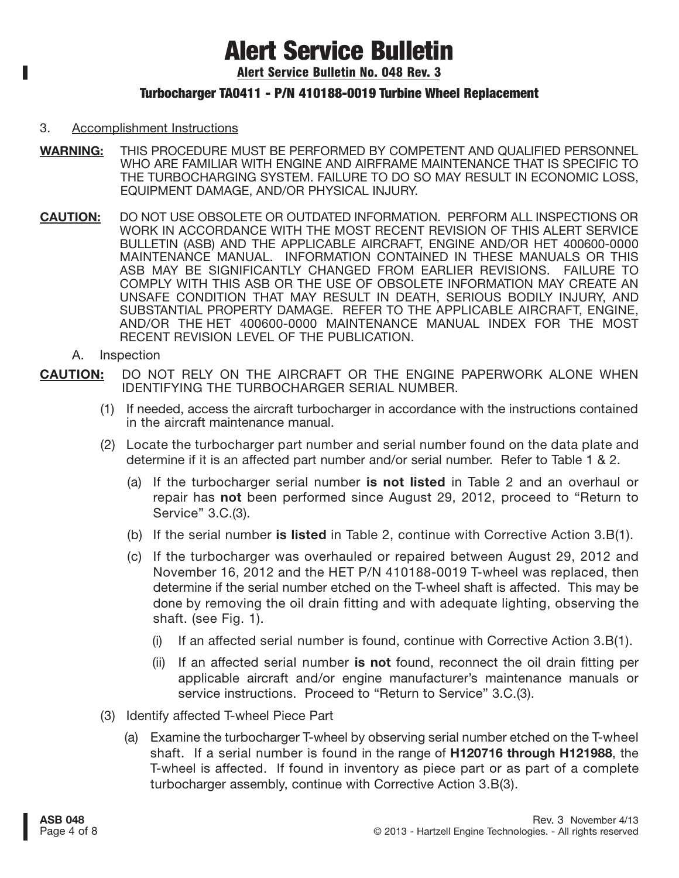# Alert Service Bulletin

## Alert Service Bulletin No. 048 Rev. 3

### Turbocharger TA0411 - P/N 410188-0019 Turbine Wheel Replacement

3. Accomplishment Instructions

**WARNING:** THIS PROCEDURE MUST BE PERFORMED BY COMPETENT AND QUALIFIED PERSONNEL WHO ARE FAMILIAR WITH ENGINE AND AIRFRAME MAINTENANCE THAT IS SPECIFIC TO THE TURBOCHARGING SYSTEM. FAILURE TO DO SO MAY RESULT IN ECONOMIC LOSS, EQUIPMENT DAMAGE, AND/OR PHYSICAL INJURY.

**CAUTION:** DO NOT USE OBSOLETE OR OUTDATED INFORMATION. PERFORM ALL INSPECTIONS OR WORK IN ACCORDANCE WITH THE MOST RECENT REVISION OF THIS ALERT SERVICE BULLETIN (ASB) AND THE APPLICABLE AIRCRAFT, ENGINE AND/OR HET 400600-0000 MAINTENANCE MANUAL. INFORMATION CONTAINED IN THESE MANUALS OR THIS ASB MAY BE SIGNIFICANTLY CHANGED FROM EARLIER REVISIONS. FAILURE TO COMPLY WITH THIS ASB OR THE USE OF OBSOLETE INFORMATION MAY CREATE AN UNSAFE CONDITION THAT MAY RESULT IN DEATH, SERIOUS BODILY INJURY, AND SUBSTANTIAL PROPERTY DAMAGE. REFER TO THE APPLICABLE AIRCRAFT, ENGINE, AND/OR THE HET 400600-0000 MAINTENANCE MANUAL INDEX FOR THE MOST RECENT REVISION LEVEL OF THE PUBLICATION.

A. Inspection

**CAUTION:** DO NOT RELY ON THE AIRCRAFT OR THE ENGINE PAPERWORK ALONE WHEN IDENTIFYING THE TURBOCHARGER SERIAL NUMBER.

(1) If needed, access the aircraft turbocharger in accordance with the instructions contained in the aircraft maintenance manual.

(2) Locate the turbocharger part number and serial number found on the data plate and determine if it is an affected part number and/or serial number. Refer to Table 1 & 2.

(a) If the turbocharger serial number **is not listed** in Table 2 and an overhaul or repair has **not** been performed since August 29, 2012, proceed to “Return to Service” 3.C.(3).

(b) If the serial number **is listed** in Table 2, continue with Corrective Action 3.B(1).

(c) If the turbocharger was overhauled or repaired between August 29, 2012 and November 16, 2012 and the HET P/N 410188-0019 T-wheel was replaced, then determine if the serial number etched on the T-wheel shaft is affected. This may be done by removing the oil drain fitting and with adequate lighting, observing the shaft. (see Fig. 1).

(i) If an affected serial number is found, continue with Corrective Action 3.B(1).

(ii) If an affected serial number **is not** found, reconnect the oil drain fitting per applicable aircraft and/or engine manufacturer’s maintenance manuals or service instructions. Proceed to “Return to Service” 3.C.(3).

(3) Identify affected T-wheel Piece Part

(a) Examine the turbocharger T-wheel by observing serial number etched on the T-wheel shaft. If a serial number is found in the range of **H120716 through H121988**, the T-wheel is affected. If found in inventory as piece part or as part of a complete turbocharger assembly, continue with Corrective Action 3.B(3).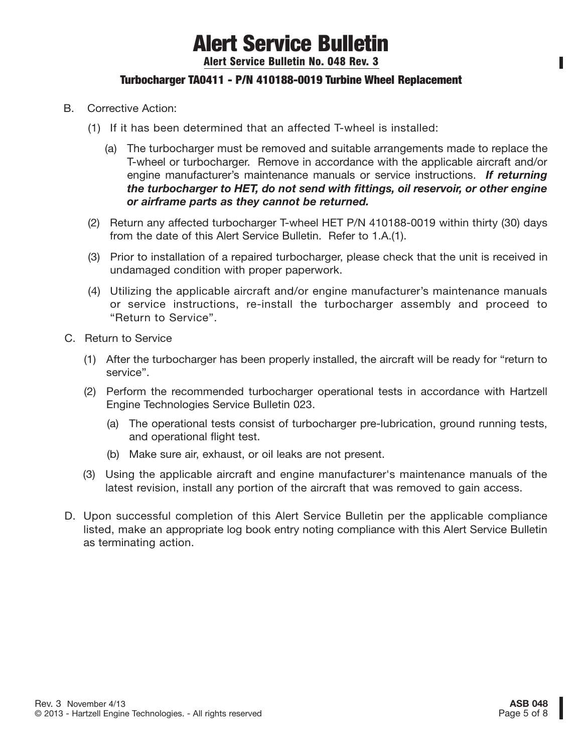B. Corrective Action:

(1) If it has been determined that an affected T-wheel is installed:

(a) The turbocharger must be removed and suitable arrangements made to replace the T-wheel or turbocharger. Remove in accordance with the applicable aircraft and/or engine manufacturer's maintenance manuals or service instructions. ***If returning the turbocharger to HET, do not send with fittings, oil reservoir, or other engine or airframe parts as they cannot be returned.***

(2) Return any affected turbocharger T-wheel HET P/N 410188-0019 within thirty (30) days from the date of this Alert Service Bulletin. Refer to 1.A.(1).

(3) Prior to installation of a repaired turbocharger, please check that the unit is received in undamaged condition with proper paperwork.

(4) Utilizing the applicable aircraft and/or engine manufacturer's maintenance manuals or service instructions, re-install the turbocharger assembly and proceed to "Return to Service".

C. Return to Service

(1) After the turbocharger has been properly installed, the aircraft will be ready for "return to service".

(2) Perform the recommended turbocharger operational tests in accordance with Hartzell Engine Technologies Service Bulletin 023.

(a) The operational tests consist of turbocharger pre-lubrication, ground running tests, and operational flight test.

(b) Make sure air, exhaust, or oil leaks are not present.

(3) Using the applicable aircraft and engine manufacturer's maintenance manuals of the latest revision, install any portion of the aircraft that was removed to gain access.

D. Upon successful completion of this Alert Service Bulletin per the applicable compliance listed, make an appropriate log book entry noting compliance with this Alert Service Bulletin as terminating action.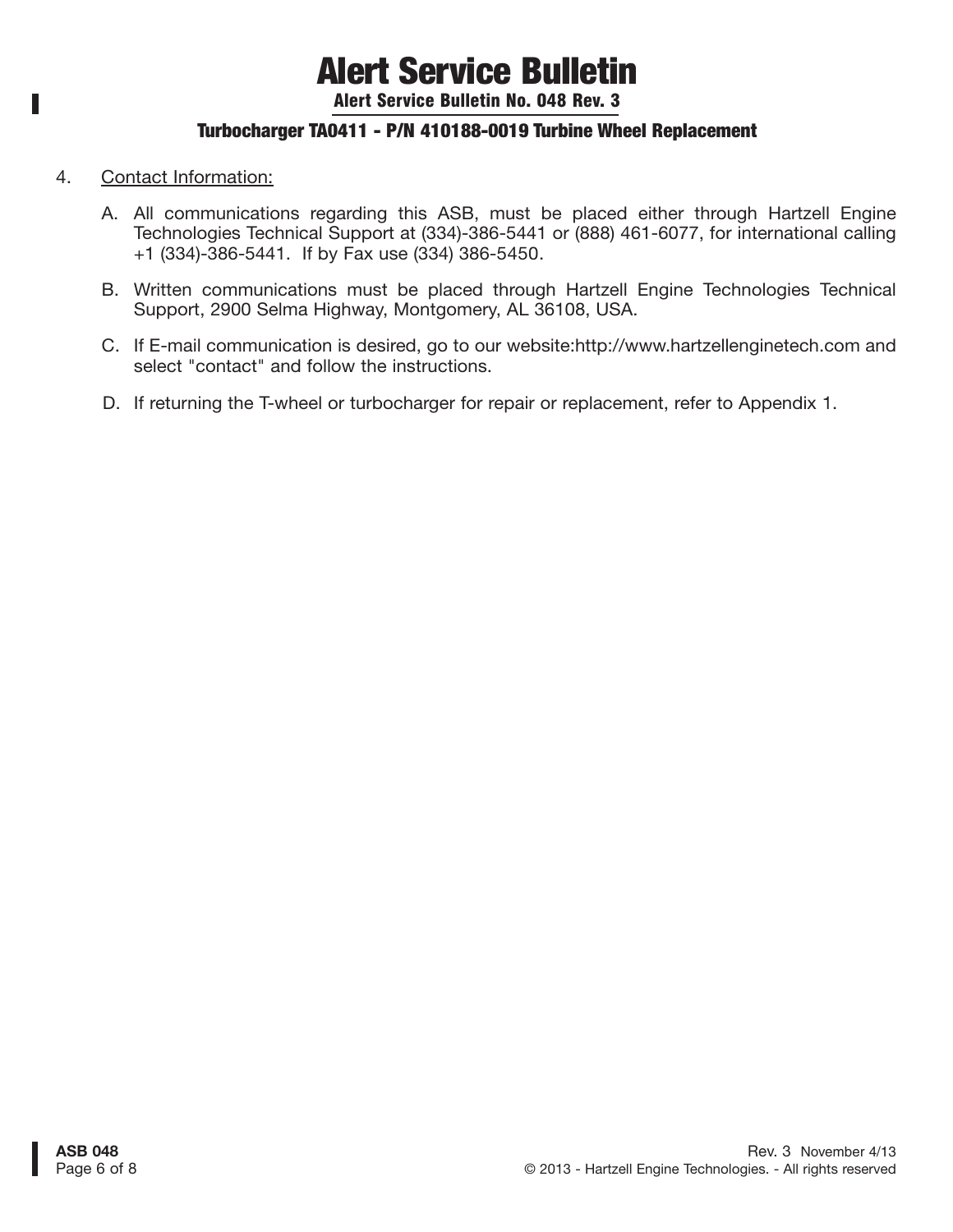4. Contact Information:

   A. All communications regarding this ASB, must be placed either through Hartzell Engine Technologies Technical Support at (334)-386-5441 or (888) 461-6077, for international calling +1 (334)-386-5441. If by Fax use (334) 386-5450.

   B. Written communications must be placed through Hartzell Engine Technologies Technical Support, 2900 Selma Highway, Montgomery, AL 36108, USA.

   C. If E-mail communication is desired, go to our website:http://www.hartzellenginetech.com and select "contact" and follow the instructions.

   D. If returning the T-wheel or turbocharger for repair or replacement, refer to Appendix 1.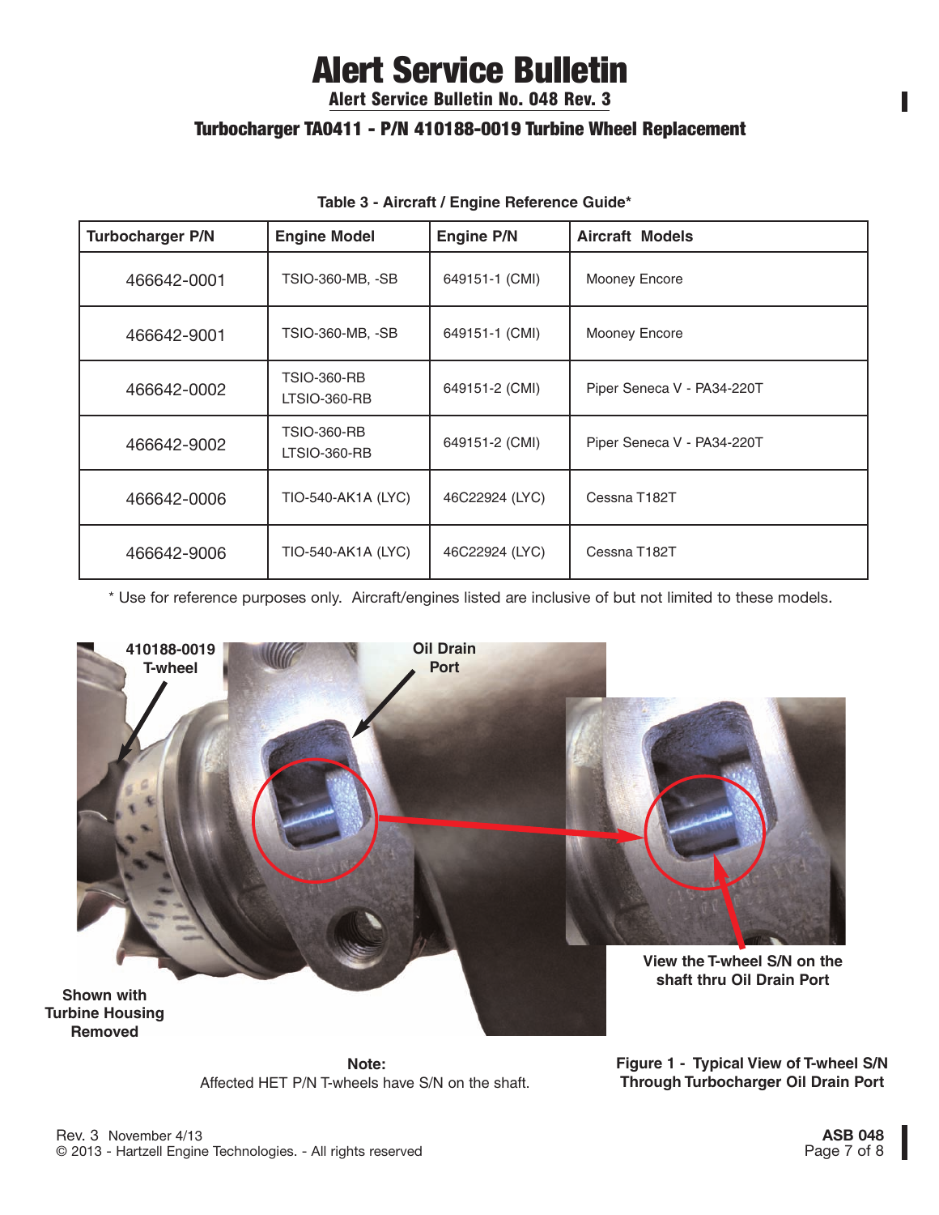# Alert Service Bulletin

## Alert Service Bulletin No. 048 Rev. 3

### Turbocharger TA0411 - P/N 410188-0019 Turbine Wheel Replacement

**Table 3 - Aircraft / Engine Reference Guide***

| Turbocharger P/N | Engine Model | Engine P/N | Aircraft Models |
|---|---|---|---|
| 466642-0001 | TSIO-360-MB, -SB | 649151-1 (CMI) | Mooney Encore |
| 466642-9001 | TSIO-360-MB, -SB | 649151-1 (CMI) | Mooney Encore |
| 466642-0002 | TSIO-360-RB LTSIO-360-RB | 649151-2 (CMI) | Piper Seneca V - PA34-220T |
| 466642-9002 | TSIO-360-RB LTSIO-360-RB | 649151-2 (CMI) | Piper Seneca V - PA34-220T |
| 466642-0006 | TIO-540-AK1A (LYC) | 46C22924 (LYC) | Cessna T182T |
| 466642-9006 | TIO-540-AK1A (LYC) | 46C22924 (LYC) | Cessna T182T |

* Use for reference purposes only. Aircraft/engines listed are inclusive of but not limited to these models.

410188-0019 T-wheel

Oil Drain Port

View the T-wheel S/N on the shaft thru Oil Drain Port

Shown with Turbine Housing Removed

**Note:**
Affected HET P/N T-wheels have S/N on the shaft.

**Figure 1 - Typical View of T-wheel S/N Through Turbocharger Oil Drain Port**

Rev. 3 November 4/13
© 2013 - Hartzell Engine Technologies. - All rights reserved